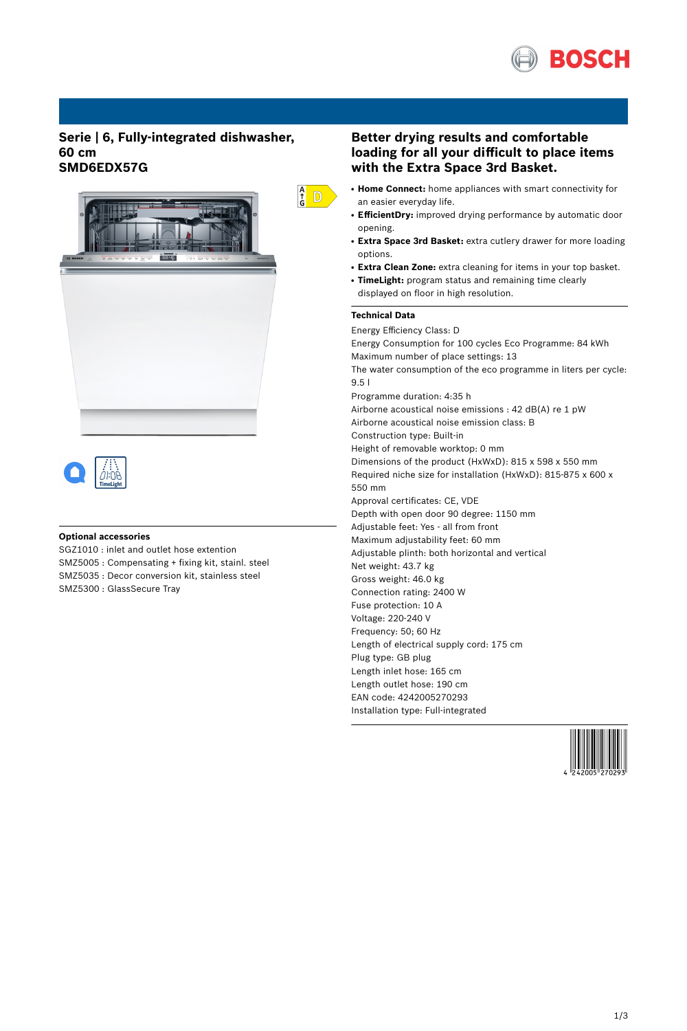# Serie | 6, Fully-integrated dishwasher, 60 cm
# SMD6EDX57G

## Optional accessories

SGZ1010 : inlet and outlet hose extention
SMZ5005 : Compensating + fixing kit, stainl. steel
SMZ5035 : Decor conversion kit, stainless steel
SMZ5300 : GlassSecure Tray

## Better drying results and comfortable loading for all your difficult to place items with the Extra Space 3rd Basket.

- **Home Connect:** home appliances with smart connectivity for an easier everyday life.
- **EfficientDry:** improved drying performance by automatic door opening.
- **Extra Space 3rd Basket:** extra cutlery drawer for more loading options.
- **Extra Clean Zone:** extra cleaning for items in your top basket.
- **TimeLight:** program status and remaining time clearly displayed on floor in high resolution.

### Technical Data

Energy Efficiency Class: D
Energy Consumption for 100 cycles Eco Programme: 84 kWh
Maximum number of place settings: 13
The water consumption of the eco programme in liters per cycle: 9.5 l
Programme duration: 4:35 h
Airborne acoustical noise emissions : 42 dB(A) re 1 pW
Airborne acoustical noise emission class: B
Construction type: Built-in
Height of removable worktop: 0 mm
Dimensions of the product (HxWxD): 815 x 598 x 550 mm
Required niche size for installation (HxWxD): 815-875 x 600 x 550 mm
Approval certificates: CE, VDE
Depth with open door 90 degree: 1150 mm
Adjustable feet: Yes - all from front
Maximum adjustability feet: 60 mm
Adjustable plinth: both horizontal and vertical
Net weight: 43.7 kg
Gross weight: 46.0 kg
Connection rating: 2400 W
Fuse protection: 10 A
Voltage: 220-240 V
Frequency: 50; 60 Hz
Length of electrical supply cord: 175 cm
Plug type: GB plug
Length inlet hose: 165 cm
Length outlet hose: 190 cm
EAN code: 4242005270293
Installation type: Full-integrated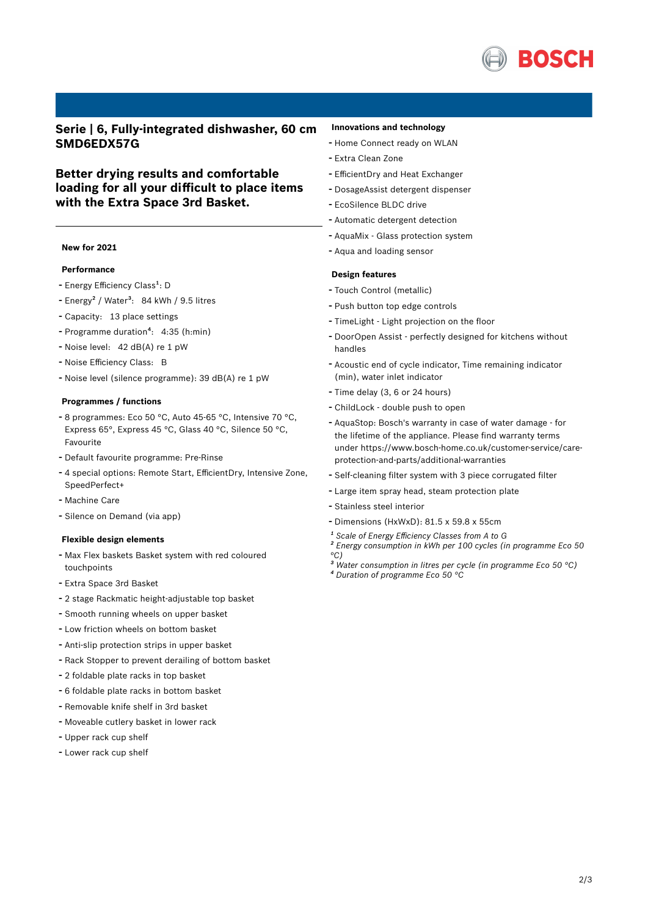# Serie | 6, Fully-integrated dishwasher, 60 cm SMD6EDX57G

## Better drying results and comfortable loading for all your difficult to place items with the Extra Space 3rd Basket.

**New for 2021**

### Performance

- Energy Efficiency Class[1]: D
- Energy[2] / Water[3]: 84 kWh / 9.5 litres
- Capacity: 13 place settings
- Programme duration[4]: 4:35 (h:min)
- Noise level: 42 dB(A) re 1 pW
- Noise Efficiency Class: B
- Noise level (silence programme): 39 dB(A) re 1 pW

### Programmes / functions

- 8 programmes: Eco 50 °C, Auto 45-65 °C, Intensive 70 °C, Express 65°, Express 45 °C, Glass 40 °C, Silence 50 °C, Favourite
- Default favourite programme: Pre-Rinse
- 4 special options: Remote Start, EfficientDry, Intensive Zone, SpeedPerfect+
- Machine Care
- Silence on Demand (via app)

### Flexible design elements

- Max Flex baskets Basket system with red coloured touchpoints
- Extra Space 3rd Basket
- 2 stage Rackmatic height-adjustable top basket
- Smooth running wheels on upper basket
- Low friction wheels on bottom basket
- Anti-slip protection strips in upper basket
- Rack Stopper to prevent derailing of bottom basket
- 2 foldable plate racks in top basket
- 6 foldable plate racks in bottom basket
- Removable knife shelf in 3rd basket
- Moveable cutlery basket in lower rack
- Upper rack cup shelf
- Lower rack cup shelf

### Innovations and technology

- Home Connect ready on WLAN
- Extra Clean Zone
- EfficientDry and Heat Exchanger
- DosageAssist detergent dispenser
- EcoSilence BLDC drive
- Automatic detergent detection
- AquaMix - Glass protection system
- Aqua and loading sensor

### Design features

- Touch Control (metallic)
- Push button top edge controls
- TimeLight - Light projection on the floor
- DoorOpen Assist - perfectly designed for kitchens without handles
- Acoustic end of cycle indicator, Time remaining indicator (min), water inlet indicator
- Time delay (3, 6 or 24 hours)
- ChildLock - double push to open
- AquaStop: Bosch's warranty in case of water damage - for the lifetime of the appliance. Please find warranty terms under https://www.bosch-home.co.uk/customer-service/care-protection-and-parts/additional-warranties
- Self-cleaning filter system with 3 piece corrugated filter
- Large item spray head, steam protection plate
- Stainless steel interior
- Dimensions (HxWxD): 81.5 x 59.8 x 55cm

*[1] Scale of Energy Efficiency Classes from A to G*
*[2] Energy consumption in kWh per 100 cycles (in programme Eco 50 °C)*
*[3] Water consumption in litres per cycle (in programme Eco 50 °C)*
*[4] Duration of programme Eco 50 °C*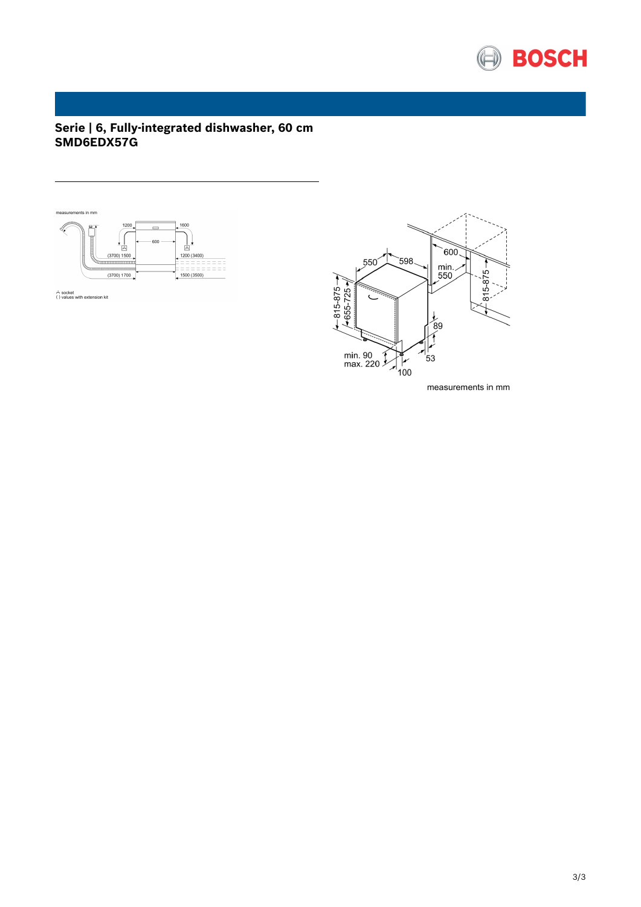## Serie | 6, Fully-integrated dishwasher, 60 cm
## SMD6EDX57G

measurements in mm

1200
1600
600
(3700) 1500
1200 (3400)
(3700) 1700
1500 (3500)

socket
( ) values with extension kit

550
598
600
min. 550
815-875
655-725
815-875
89
53
min. 90
max. 220
100

measurements in mm